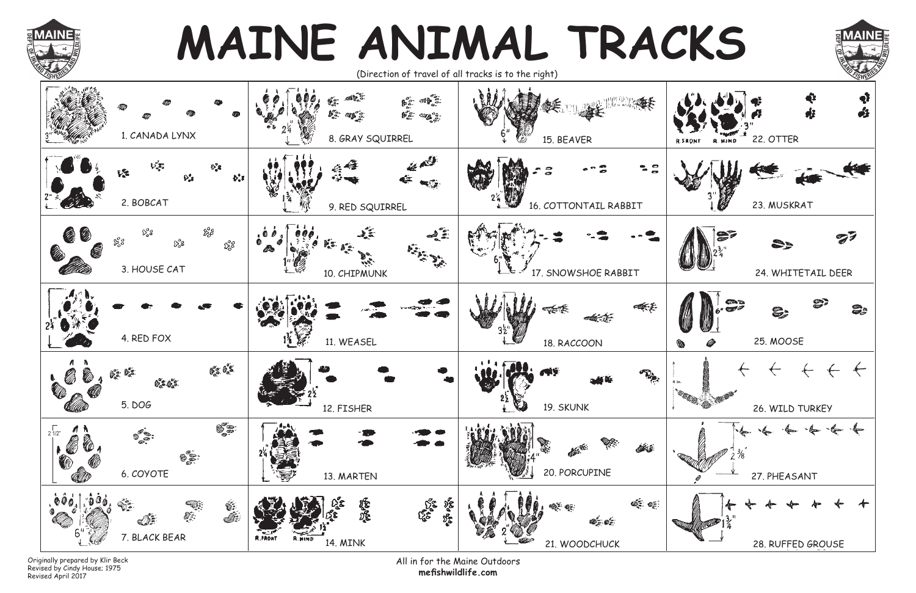# MAINE ANIMAL TRACKS

(Direction of travel of all tracks is to the right)

| | | | |
|---|---|---|---|
| 3" 1. CANADA LYNX | 2¼" 8. GRAY SQUIRREL | 6" 15. BEAVER | R. FRONT R. HIND 3" 22. OTTER |
| 2" 2. BOBCAT | 1¾" 9. RED SQUIRREL | 2¼" 16. COTTONTAIL RABBIT | 3" 23. MUSKRAT |
| 3. HOUSE CAT | 1" 10. CHIPMUNK | 6" 17. SNOWSHOE RABBIT | 2¾" 24. WHITETAIL DEER |
| 2¼" 4. RED FOX | 1¼" 11. WEASEL | 3½" 18. RACCOON | 6" 25. MOOSE |
| 5. DOG | 2½" 12. FISHER | 2½" 19. SKUNK | 4 in. 26. WILD TURKEY |
| 2 1/2" 6. COYOTE | 2¼" 13. MARTEN | 4" 20. PORCUPINE | 2⅜" 27. PHEASANT |
| 6" 7. BLACK BEAR | R. FRONT R. HIND 1½" 14. MINK | 2" 21. WOODCHUCK | 1¾" 28. RUFFED GROUSE |

Originally prepared by Klir Beck
Revised by Cindy House; 1975
Revised April 2017

All in for the Maine Outdoors
**mefishwildlife.com**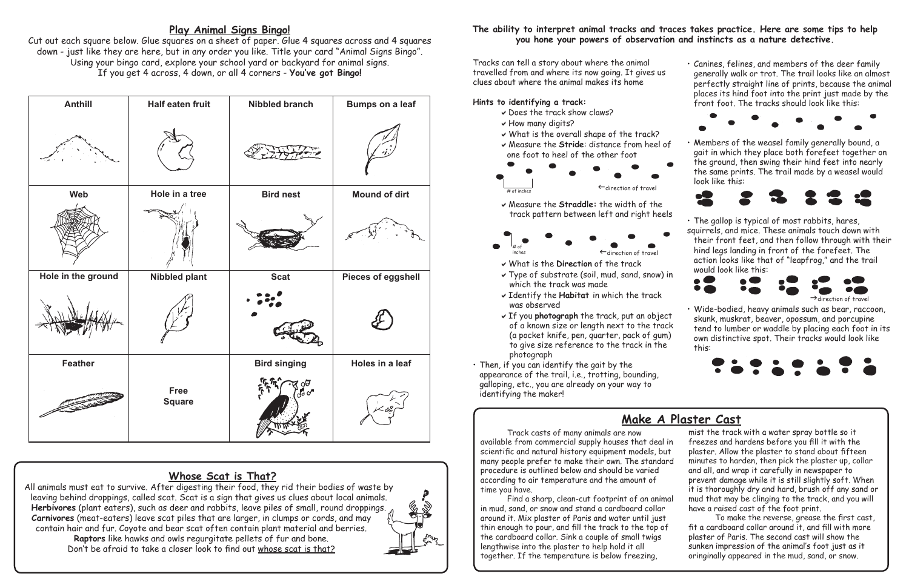## Play Animal Signs Bingo!

Cut out each square below. Glue squares on a sheet of paper. Glue 4 squares across and 4 squares down - just like they are here, but in any order you like. Title your card "Animal Signs Bingo". Using your bingo card, explore your school yard or backyard for animal signs. If you get 4 across, 4 down, or all 4 corners - **You've got Bingo!**

| | | | |
|---|---|---|---|
| Anthill | Half eaten fruit | Nibbled branch | Bumps on a leaf |
| Web | Hole in a tree | Bird nest | Mound of dirt |
| Hole in the ground | Nibbled plant | Scat | Pieces of eggshell |
| Feather | Free Square | Bird singing | Holes in a leaf |

## Whose Scat is That?

All animals must eat to survive. After digesting their food, they rid their bodies of waste by leaving behind droppings, called scat. Scat is a sign that gives us clues about local animals. **Herbivores** (plant eaters), such as deer and rabbits, leave piles of small, round droppings. **Carnivores** (meat-eaters) leave scat piles that are larger, in clumps or cords, and may contain hair and fur. Coyote and bear scat often contain plant material and berries. **Raptors** like hawks and owls regurgitate pellets of fur and bone. Don't be afraid to take a closer look to find out whose scat is that?

**The ability to interpret animal tracks and traces takes practice. Here are some tips to help you hone your powers of observation and instincts as a nature detective.**

Tracks can tell a story about where the animal travelled from and where its now going. It gives us clues about where the animal makes its home

**Hints to identifying a track:**

- Does the track show claws?
- How many digits?
- What is the overall shape of the track?
- Measure the **Stride**: distance from heel of one foot to heel of the other foot

# of inches

←direction of travel

- Measure the **Straddle:** the width of the track pattern between left and right heels

# of inches

←direction of travel

- What is the **Direction** of the track
- Type of substrate (soil, mud, sand, snow) in which the track was made
- Identify the **Habitat** in which the track was observed
- If you **photograph** the track, put an object of a known size or length next to the track (a pocket knife, pen, quarter, pack of gum) to give size reference to the track in the photograph

- Then, if you can identify the gait by the appearance of the trail, i.e., trotting, bounding, galloping, etc., you are already on your way to identifying the maker!

- Canines, felines, and members of the deer family generally walk or trot. The trail looks like an almost perfectly straight line of prints, because the animal places its hind foot into the print just made by the front foot. The tracks should look like this:

- Members of the weasel family generally bound, a gait in which they place both forefeet together on the ground, then swing their hind feet into nearly the same prints. The trail made by a weasel would look like this:

- The gallop is typical of most rabbits, hares, squirrels, and mice. These animals touch down with their front feet, and then follow through with their hind legs landing in front of the forefeet. The action looks like that of "leapfrog," and the trail would look like this:

→direction of travel

- Wide-bodied, heavy animals such as bear, raccoon, skunk, muskrat, beaver, opossum, and porcupine tend to lumber or waddle by placing each foot in its own distinctive spot. Their tracks would look like this:

## Make A Plaster Cast

Track casts of many animals are now available from commercial supply houses that deal in scientific and natural history equipment models, but many people prefer to make their own. The standard procedure is outlined below and should be varied according to air temperature and the amount of time you have.

Find a sharp, clean-cut footprint of an animal in mud, sand, or snow and stand a cardboard collar around it. Mix plaster of Paris and water until just thin enough to pour, and fill the track to the top of the cardboard collar. Sink a couple of small twigs lengthwise into the plaster to help hold it all together. If the temperature is below freezing, mist the track with a water spray bottle so it freezes and hardens before you fill it with the plaster. Allow the plaster to stand about fifteen minutes to harden, then pick the plaster up, collar and all, and wrap it carefully in newspaper to prevent damage while it is still slightly soft. When it is thoroughly dry and hard, brush off any sand or mud that may be clinging to the track, and you will have a raised cast of the foot print.

To make the reverse, grease the first cast, fit a cardboard collar around it, and fill with more plaster of Paris. The second cast will show the sunken impression of the animal's foot just as it oringinally appeared in the mud, sand, or snow.